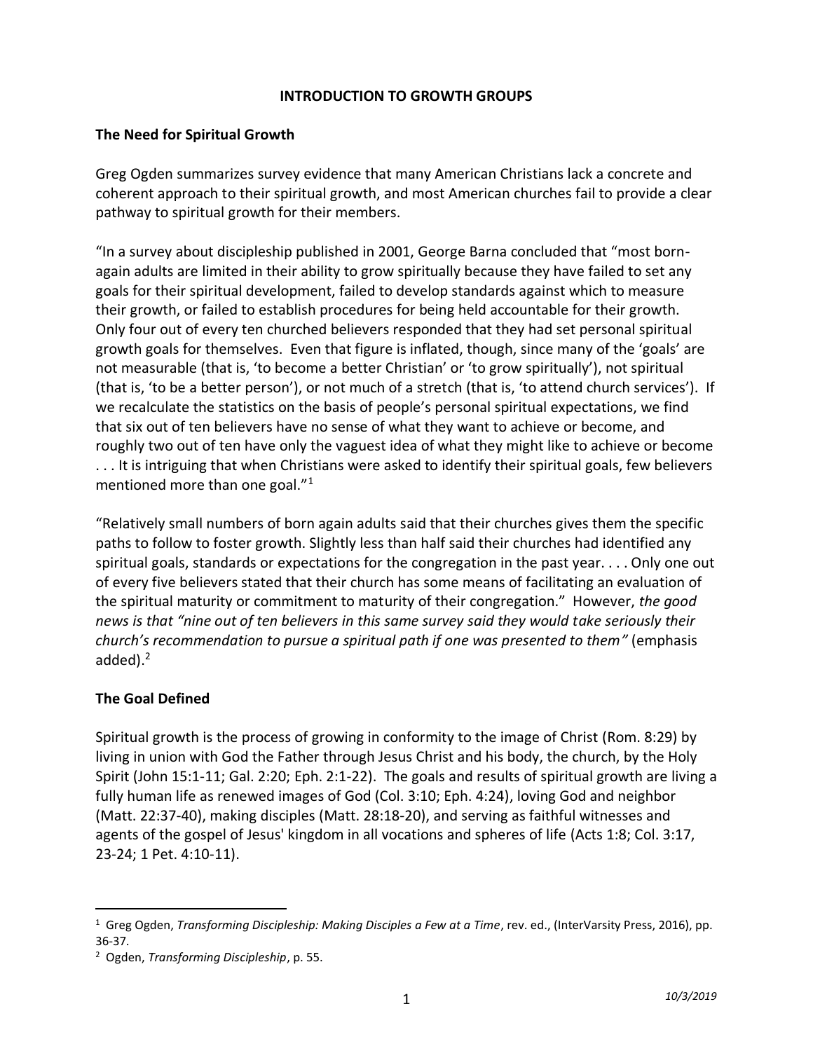# INTRODUCTION TO GROWTH GROUPS

## The Need for Spiritual Growth

Greg Ogden summarizes survey evidence that many American Christians lack a concrete and coherent approach to their spiritual growth, and most American churches fail to provide a clear pathway to spiritual growth for their members.

"In a survey about discipleship published in 2001, George Barna concluded that "most born-again adults are limited in their ability to grow spiritually because they have failed to set any goals for their spiritual development, failed to develop standards against which to measure their growth, or failed to establish procedures for being held accountable for their growth. Only four out of every ten churched believers responded that they had set personal spiritual growth goals for themselves. Even that figure is inflated, though, since many of the 'goals' are not measurable (that is, 'to become a better Christian' or 'to grow spiritually'), not spiritual (that is, 'to be a better person'), or not much of a stretch (that is, 'to attend church services'). If we recalculate the statistics on the basis of people's personal spiritual expectations, we find that six out of ten believers have no sense of what they want to achieve or become, and roughly two out of ten have only the vaguest idea of what they might like to achieve or become . . . It is intriguing that when Christians were asked to identify their spiritual goals, few believers mentioned more than one goal."[1]

"Relatively small numbers of born again adults said that their churches gives them the specific paths to follow to foster growth. Slightly less than half said their churches had identified any spiritual goals, standards or expectations for the congregation in the past year. . . . Only one out of every five believers stated that their church has some means of facilitating an evaluation of the spiritual maturity or commitment to maturity of their congregation." However, *the good news is that "nine out of ten believers in this same survey said they would take seriously their church's recommendation to pursue a spiritual path if one was presented to them"* (emphasis added).[2]

## The Goal Defined

Spiritual growth is the process of growing in conformity to the image of Christ (Rom. 8:29) by living in union with God the Father through Jesus Christ and his body, the church, by the Holy Spirit (John 15:1-11; Gal. 2:20; Eph. 2:1-22). The goals and results of spiritual growth are living a fully human life as renewed images of God (Col. 3:10; Eph. 4:24), loving God and neighbor (Matt. 22:37-40), making disciples (Matt. 28:18-20), and serving as faithful witnesses and agents of the gospel of Jesus' kingdom in all vocations and spheres of life (Acts 1:8; Col. 3:17, 23-24; 1 Pet. 4:10-11).

---

[1] Greg Ogden, *Transforming Discipleship: Making Disciples a Few at a Time*, rev. ed., (InterVarsity Press, 2016), pp. 36-37.

[2] Ogden, *Transforming Discipleship*, p. 55.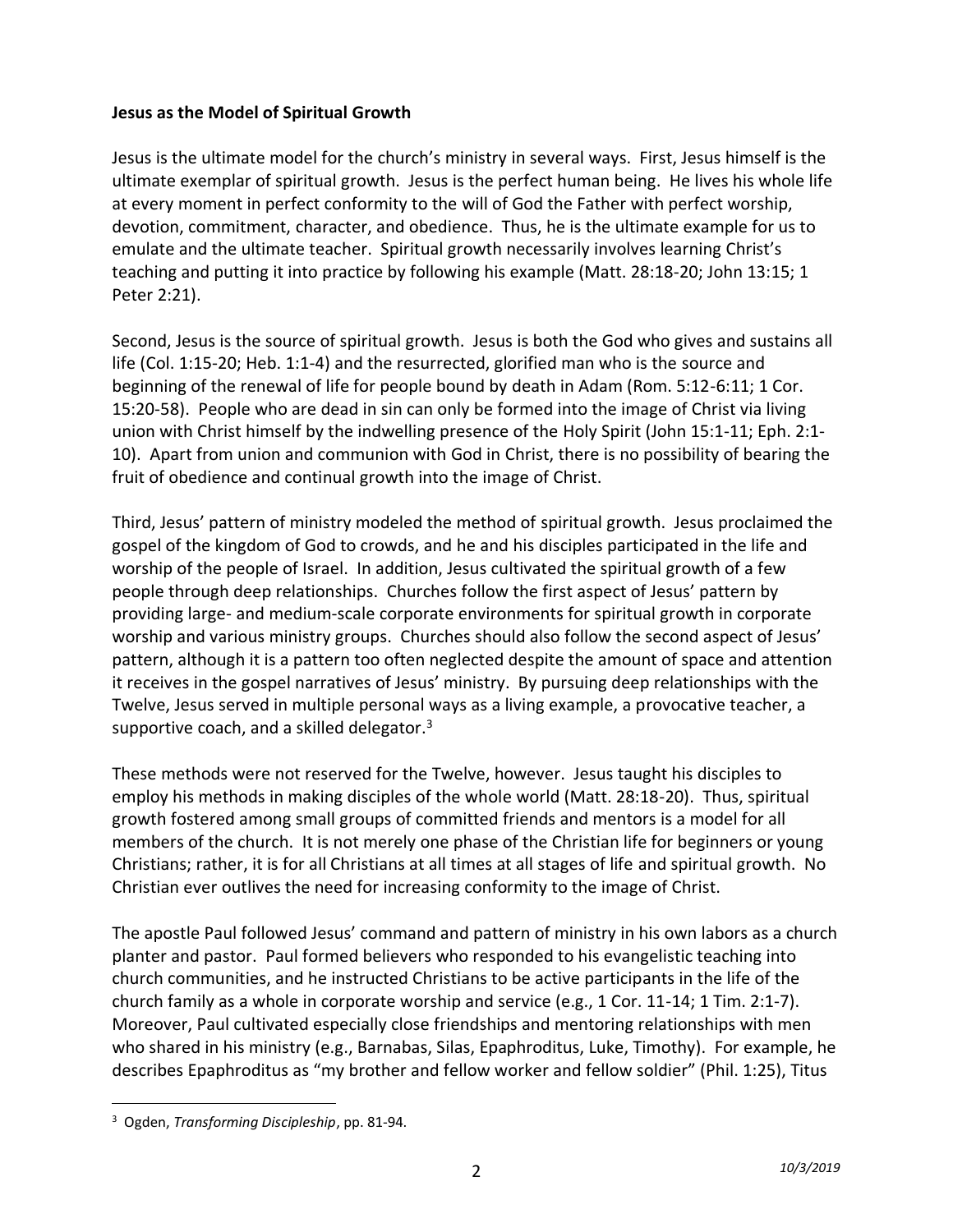**Jesus as the Model of Spiritual Growth**

Jesus is the ultimate model for the church's ministry in several ways. First, Jesus himself is the ultimate exemplar of spiritual growth. Jesus is the perfect human being. He lives his whole life at every moment in perfect conformity to the will of God the Father with perfect worship, devotion, commitment, character, and obedience. Thus, he is the ultimate example for us to emulate and the ultimate teacher. Spiritual growth necessarily involves learning Christ's teaching and putting it into practice by following his example (Matt. 28:18-20; John 13:15; 1 Peter 2:21).

Second, Jesus is the source of spiritual growth. Jesus is both the God who gives and sustains all life (Col. 1:15-20; Heb. 1:1-4) and the resurrected, glorified man who is the source and beginning of the renewal of life for people bound by death in Adam (Rom. 5:12-6:11; 1 Cor. 15:20-58). People who are dead in sin can only be formed into the image of Christ via living union with Christ himself by the indwelling presence of the Holy Spirit (John 15:1-11; Eph. 2:1-10). Apart from union and communion with God in Christ, there is no possibility of bearing the fruit of obedience and continual growth into the image of Christ.

Third, Jesus' pattern of ministry modeled the method of spiritual growth. Jesus proclaimed the gospel of the kingdom of God to crowds, and he and his disciples participated in the life and worship of the people of Israel. In addition, Jesus cultivated the spiritual growth of a few people through deep relationships. Churches follow the first aspect of Jesus' pattern by providing large- and medium-scale corporate environments for spiritual growth in corporate worship and various ministry groups. Churches should also follow the second aspect of Jesus' pattern, although it is a pattern too often neglected despite the amount of space and attention it receives in the gospel narratives of Jesus' ministry. By pursuing deep relationships with the Twelve, Jesus served in multiple personal ways as a living example, a provocative teacher, a supportive coach, and a skilled delegator.[3]

These methods were not reserved for the Twelve, however. Jesus taught his disciples to employ his methods in making disciples of the whole world (Matt. 28:18-20). Thus, spiritual growth fostered among small groups of committed friends and mentors is a model for all members of the church. It is not merely one phase of the Christian life for beginners or young Christians; rather, it is for all Christians at all times at all stages of life and spiritual growth. No Christian ever outlives the need for increasing conformity to the image of Christ.

The apostle Paul followed Jesus' command and pattern of ministry in his own labors as a church planter and pastor. Paul formed believers who responded to his evangelistic teaching into church communities, and he instructed Christians to be active participants in the life of the church family as a whole in corporate worship and service (e.g., 1 Cor. 11-14; 1 Tim. 2:1-7). Moreover, Paul cultivated especially close friendships and mentoring relationships with men who shared in his ministry (e.g., Barnabas, Silas, Epaphroditus, Luke, Timothy). For example, he describes Epaphroditus as "my brother and fellow worker and fellow soldier" (Phil. 1:25), Titus

---

[3] Ogden, *Transforming Discipleship*, pp. 81-94.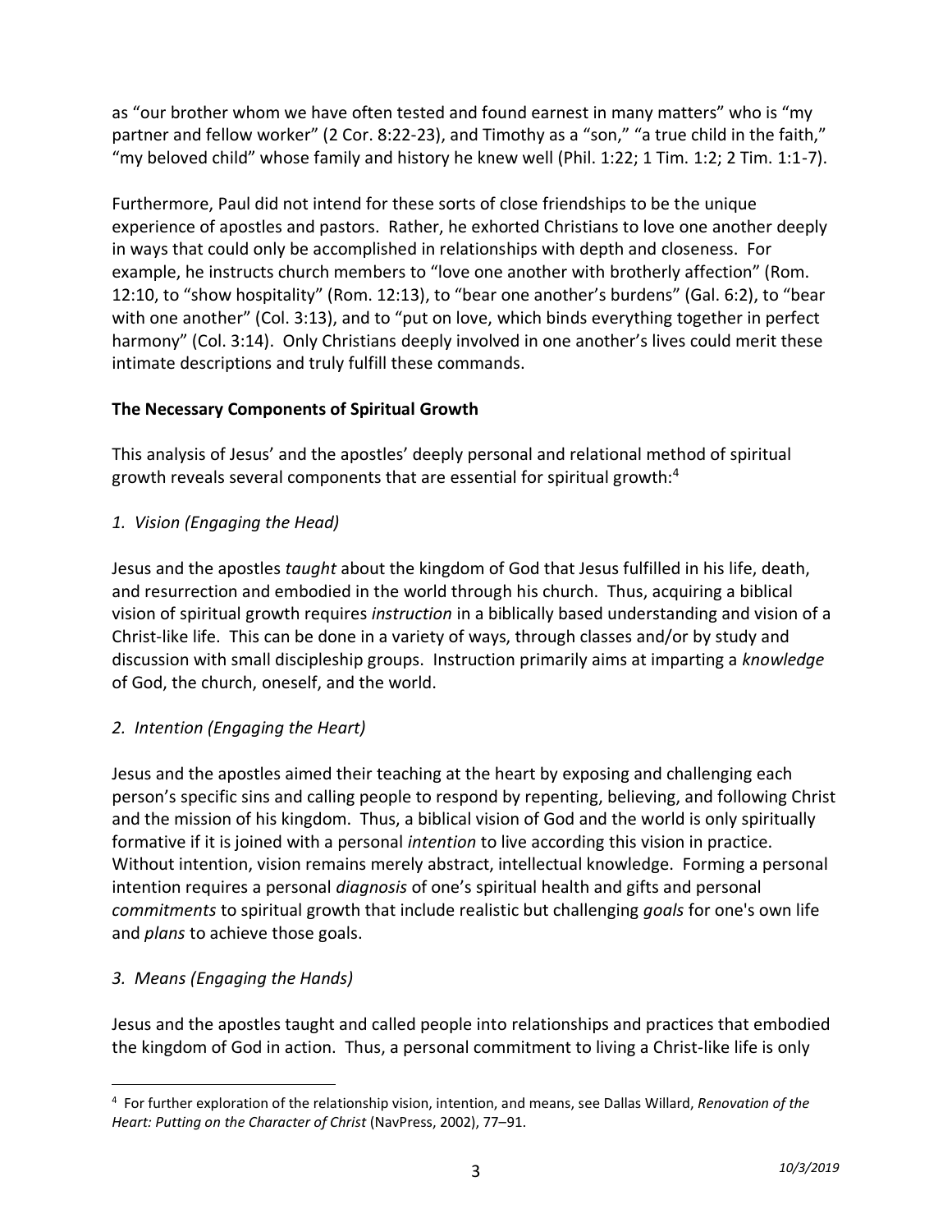as "our brother whom we have often tested and found earnest in many matters" who is "my partner and fellow worker" (2 Cor. 8:22-23), and Timothy as a "son," "a true child in the faith," "my beloved child" whose family and history he knew well (Phil. 1:22; 1 Tim. 1:2; 2 Tim. 1:1-7).

Furthermore, Paul did not intend for these sorts of close friendships to be the unique experience of apostles and pastors. Rather, he exhorted Christians to love one another deeply in ways that could only be accomplished in relationships with depth and closeness. For example, he instructs church members to "love one another with brotherly affection" (Rom. 12:10, to "show hospitality" (Rom. 12:13), to "bear one another's burdens" (Gal. 6:2), to "bear with one another" (Col. 3:13), and to "put on love, which binds everything together in perfect harmony" (Col. 3:14). Only Christians deeply involved in one another's lives could merit these intimate descriptions and truly fulfill these commands.

**The Necessary Components of Spiritual Growth**

This analysis of Jesus' and the apostles' deeply personal and relational method of spiritual growth reveals several components that are essential for spiritual growth:[4]

*1. Vision (Engaging the Head)*

Jesus and the apostles *taught* about the kingdom of God that Jesus fulfilled in his life, death, and resurrection and embodied in the world through his church. Thus, acquiring a biblical vision of spiritual growth requires *instruction* in a biblically based understanding and vision of a Christ-like life. This can be done in a variety of ways, through classes and/or by study and discussion with small discipleship groups. Instruction primarily aims at imparting a *knowledge* of God, the church, oneself, and the world.

*2. Intention (Engaging the Heart)*

Jesus and the apostles aimed their teaching at the heart by exposing and challenging each person's specific sins and calling people to respond by repenting, believing, and following Christ and the mission of his kingdom. Thus, a biblical vision of God and the world is only spiritually formative if it is joined with a personal *intention* to live according this vision in practice. Without intention, vision remains merely abstract, intellectual knowledge. Forming a personal intention requires a personal *diagnosis* of one's spiritual health and gifts and personal *commitments* to spiritual growth that include realistic but challenging *goals* for one's own life and *plans* to achieve those goals.

*3. Means (Engaging the Hands)*

Jesus and the apostles taught and called people into relationships and practices that embodied the kingdom of God in action. Thus, a personal commitment to living a Christ-like life is only

[4] For further exploration of the relationship vision, intention, and means, see Dallas Willard, *Renovation of the Heart: Putting on the Character of Christ* (NavPress, 2002), 77–91.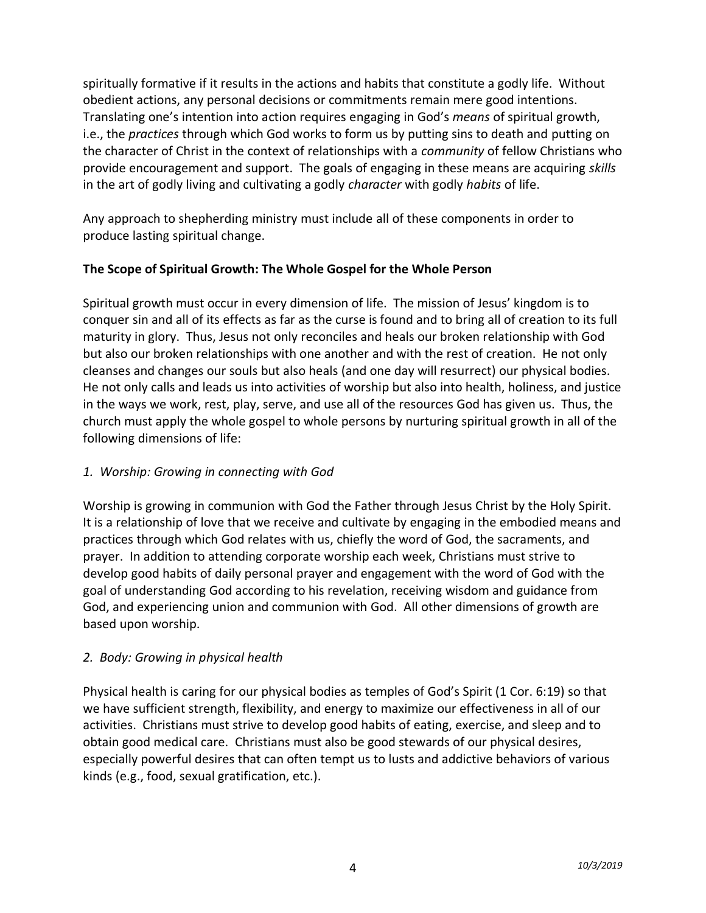spiritually formative if it results in the actions and habits that constitute a godly life. Without obedient actions, any personal decisions or commitments remain mere good intentions. Translating one's intention into action requires engaging in God's *means* of spiritual growth, i.e., the *practices* through which God works to form us by putting sins to death and putting on the character of Christ in the context of relationships with a *community* of fellow Christians who provide encouragement and support. The goals of engaging in these means are acquiring *skills* in the art of godly living and cultivating a godly *character* with godly *habits* of life.

Any approach to shepherding ministry must include all of these components in order to produce lasting spiritual change.

**The Scope of Spiritual Growth: The Whole Gospel for the Whole Person**

Spiritual growth must occur in every dimension of life. The mission of Jesus' kingdom is to conquer sin and all of its effects as far as the curse is found and to bring all of creation to its full maturity in glory. Thus, Jesus not only reconciles and heals our broken relationship with God but also our broken relationships with one another and with the rest of creation. He not only cleanses and changes our souls but also heals (and one day will resurrect) our physical bodies. He not only calls and leads us into activities of worship but also into health, holiness, and justice in the ways we work, rest, play, serve, and use all of the resources God has given us. Thus, the church must apply the whole gospel to whole persons by nurturing spiritual growth in all of the following dimensions of life:

*1. Worship: Growing in connecting with God*

Worship is growing in communion with God the Father through Jesus Christ by the Holy Spirit. It is a relationship of love that we receive and cultivate by engaging in the embodied means and practices through which God relates with us, chiefly the word of God, the sacraments, and prayer. In addition to attending corporate worship each week, Christians must strive to develop good habits of daily personal prayer and engagement with the word of God with the goal of understanding God according to his revelation, receiving wisdom and guidance from God, and experiencing union and communion with God. All other dimensions of growth are based upon worship.

*2. Body: Growing in physical health*

Physical health is caring for our physical bodies as temples of God's Spirit (1 Cor. 6:19) so that we have sufficient strength, flexibility, and energy to maximize our effectiveness in all of our activities. Christians must strive to develop good habits of eating, exercise, and sleep and to obtain good medical care. Christians must also be good stewards of our physical desires, especially powerful desires that can often tempt us to lusts and addictive behaviors of various kinds (e.g., food, sexual gratification, etc.).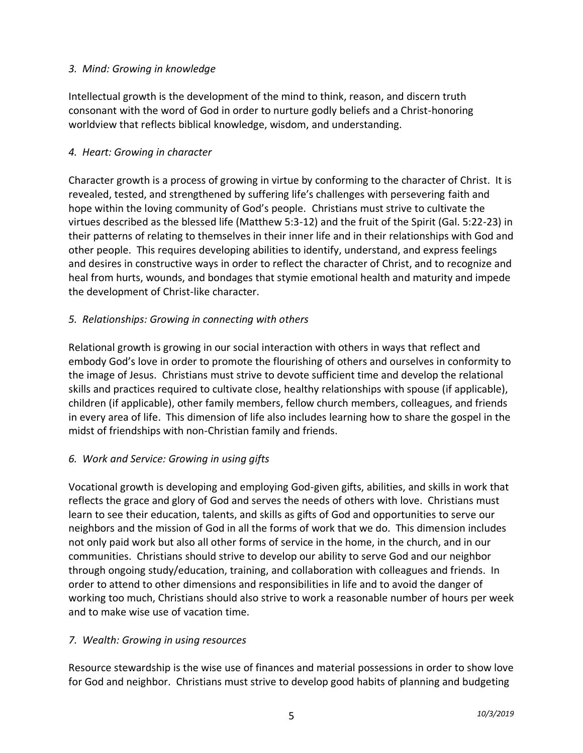*3. Mind: Growing in knowledge*

Intellectual growth is the development of the mind to think, reason, and discern truth consonant with the word of God in order to nurture godly beliefs and a Christ-honoring worldview that reflects biblical knowledge, wisdom, and understanding.

*4. Heart: Growing in character*

Character growth is a process of growing in virtue by conforming to the character of Christ. It is revealed, tested, and strengthened by suffering life's challenges with persevering faith and hope within the loving community of God's people. Christians must strive to cultivate the virtues described as the blessed life (Matthew 5:3-12) and the fruit of the Spirit (Gal. 5:22-23) in their patterns of relating to themselves in their inner life and in their relationships with God and other people. This requires developing abilities to identify, understand, and express feelings and desires in constructive ways in order to reflect the character of Christ, and to recognize and heal from hurts, wounds, and bondages that stymie emotional health and maturity and impede the development of Christ-like character.

*5. Relationships: Growing in connecting with others*

Relational growth is growing in our social interaction with others in ways that reflect and embody God's love in order to promote the flourishing of others and ourselves in conformity to the image of Jesus. Christians must strive to devote sufficient time and develop the relational skills and practices required to cultivate close, healthy relationships with spouse (if applicable), children (if applicable), other family members, fellow church members, colleagues, and friends in every area of life. This dimension of life also includes learning how to share the gospel in the midst of friendships with non-Christian family and friends.

*6. Work and Service: Growing in using gifts*

Vocational growth is developing and employing God-given gifts, abilities, and skills in work that reflects the grace and glory of God and serves the needs of others with love. Christians must learn to see their education, talents, and skills as gifts of God and opportunities to serve our neighbors and the mission of God in all the forms of work that we do. This dimension includes not only paid work but also all other forms of service in the home, in the church, and in our communities. Christians should strive to develop our ability to serve God and our neighbor through ongoing study/education, training, and collaboration with colleagues and friends. In order to attend to other dimensions and responsibilities in life and to avoid the danger of working too much, Christians should also strive to work a reasonable number of hours per week and to make wise use of vacation time.

*7. Wealth: Growing in using resources*

Resource stewardship is the wise use of finances and material possessions in order to show love for God and neighbor. Christians must strive to develop good habits of planning and budgeting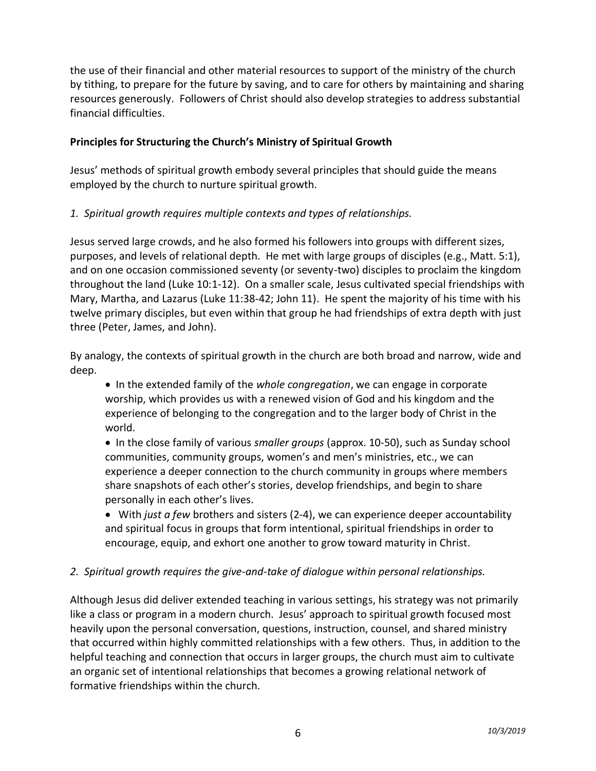the use of their financial and other material resources to support of the ministry of the church by tithing, to prepare for the future by saving, and to care for others by maintaining and sharing resources generously. Followers of Christ should also develop strategies to address substantial financial difficulties.

**Principles for Structuring the Church's Ministry of Spiritual Growth**

Jesus' methods of spiritual growth embody several principles that should guide the means employed by the church to nurture spiritual growth.

*1. Spiritual growth requires multiple contexts and types of relationships.*

Jesus served large crowds, and he also formed his followers into groups with different sizes, purposes, and levels of relational depth. He met with large groups of disciples (e.g., Matt. 5:1), and on one occasion commissioned seventy (or seventy-two) disciples to proclaim the kingdom throughout the land (Luke 10:1-12). On a smaller scale, Jesus cultivated special friendships with Mary, Martha, and Lazarus (Luke 11:38-42; John 11). He spent the majority of his time with his twelve primary disciples, but even within that group he had friendships of extra depth with just three (Peter, James, and John).

By analogy, the contexts of spiritual growth in the church are both broad and narrow, wide and deep.

- In the extended family of the *whole congregation*, we can engage in corporate worship, which provides us with a renewed vision of God and his kingdom and the experience of belonging to the congregation and to the larger body of Christ in the world.
- In the close family of various *smaller groups* (approx. 10-50), such as Sunday school communities, community groups, women's and men's ministries, etc., we can experience a deeper connection to the church community in groups where members share snapshots of each other's stories, develop friendships, and begin to share personally in each other's lives.
- With *just a few* brothers and sisters (2-4), we can experience deeper accountability and spiritual focus in groups that form intentional, spiritual friendships in order to encourage, equip, and exhort one another to grow toward maturity in Christ.

*2. Spiritual growth requires the give-and-take of dialogue within personal relationships.*

Although Jesus did deliver extended teaching in various settings, his strategy was not primarily like a class or program in a modern church. Jesus' approach to spiritual growth focused most heavily upon the personal conversation, questions, instruction, counsel, and shared ministry that occurred within highly committed relationships with a few others. Thus, in addition to the helpful teaching and connection that occurs in larger groups, the church must aim to cultivate an organic set of intentional relationships that becomes a growing relational network of formative friendships within the church.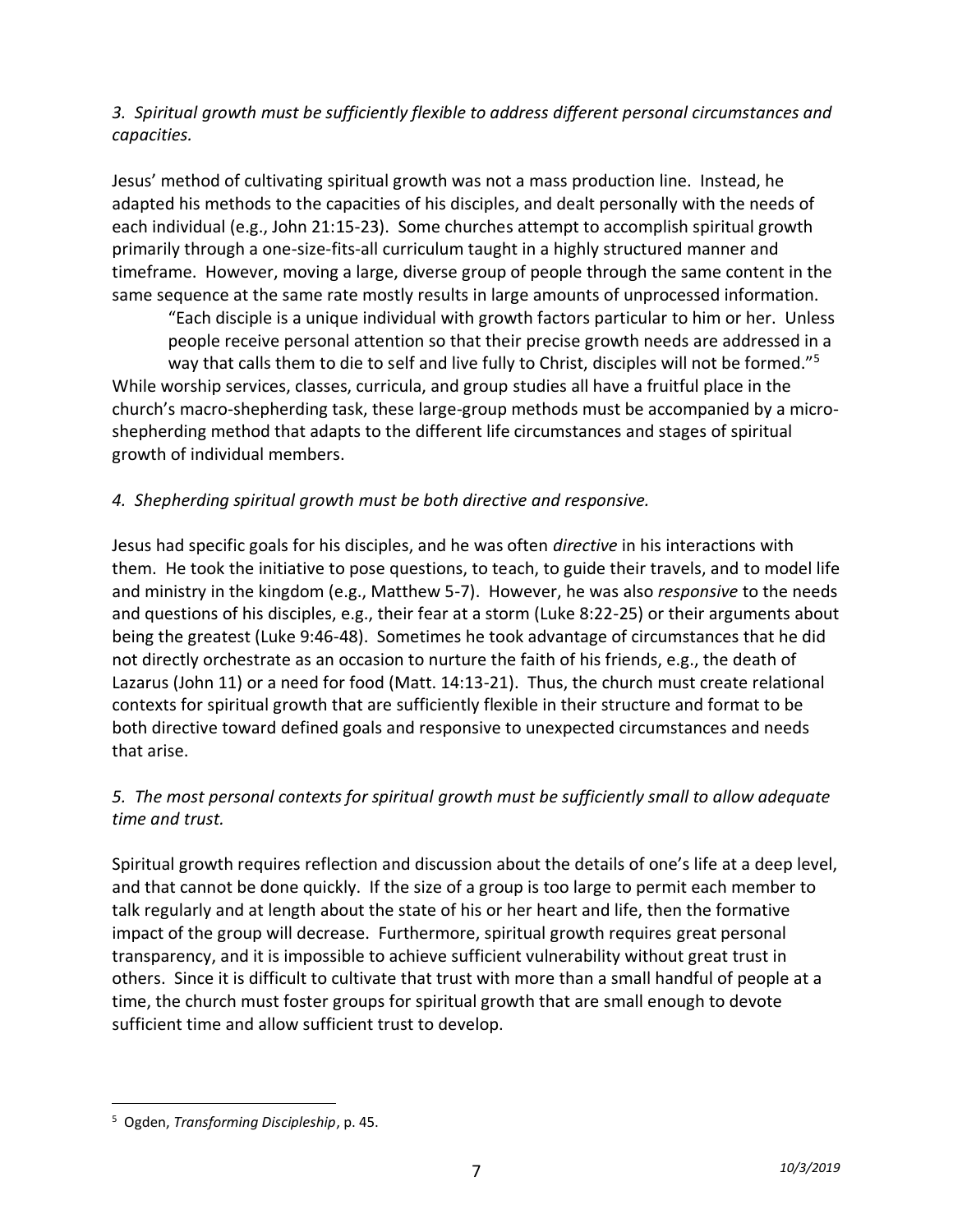*3. Spiritual growth must be sufficiently flexible to address different personal circumstances and capacities.*

Jesus' method of cultivating spiritual growth was not a mass production line. Instead, he adapted his methods to the capacities of his disciples, and dealt personally with the needs of each individual (e.g., John 21:15-23). Some churches attempt to accomplish spiritual growth primarily through a one-size-fits-all curriculum taught in a highly structured manner and timeframe. However, moving a large, diverse group of people through the same content in the same sequence at the same rate mostly results in large amounts of unprocessed information.

> "Each disciple is a unique individual with growth factors particular to him or her. Unless people receive personal attention so that their precise growth needs are addressed in a way that calls them to die to self and live fully to Christ, disciples will not be formed."[5]

While worship services, classes, curricula, and group studies all have a fruitful place in the church's macro-shepherding task, these large-group methods must be accompanied by a micro-shepherding method that adapts to the different life circumstances and stages of spiritual growth of individual members.

*4. Shepherding spiritual growth must be both directive and responsive.*

Jesus had specific goals for his disciples, and he was often *directive* in his interactions with them. He took the initiative to pose questions, to teach, to guide their travels, and to model life and ministry in the kingdom (e.g., Matthew 5-7). However, he was also *responsive* to the needs and questions of his disciples, e.g., their fear at a storm (Luke 8:22-25) or their arguments about being the greatest (Luke 9:46-48). Sometimes he took advantage of circumstances that he did not directly orchestrate as an occasion to nurture the faith of his friends, e.g., the death of Lazarus (John 11) or a need for food (Matt. 14:13-21). Thus, the church must create relational contexts for spiritual growth that are sufficiently flexible in their structure and format to be both directive toward defined goals and responsive to unexpected circumstances and needs that arise.

*5. The most personal contexts for spiritual growth must be sufficiently small to allow adequate time and trust.*

Spiritual growth requires reflection and discussion about the details of one's life at a deep level, and that cannot be done quickly. If the size of a group is too large to permit each member to talk regularly and at length about the state of his or her heart and life, then the formative impact of the group will decrease. Furthermore, spiritual growth requires great personal transparency, and it is impossible to achieve sufficient vulnerability without great trust in others. Since it is difficult to cultivate that trust with more than a small handful of people at a time, the church must foster groups for spiritual growth that are small enough to devote sufficient time and allow sufficient trust to develop.

---

[5] Ogden, *Transforming Discipleship*, p. 45.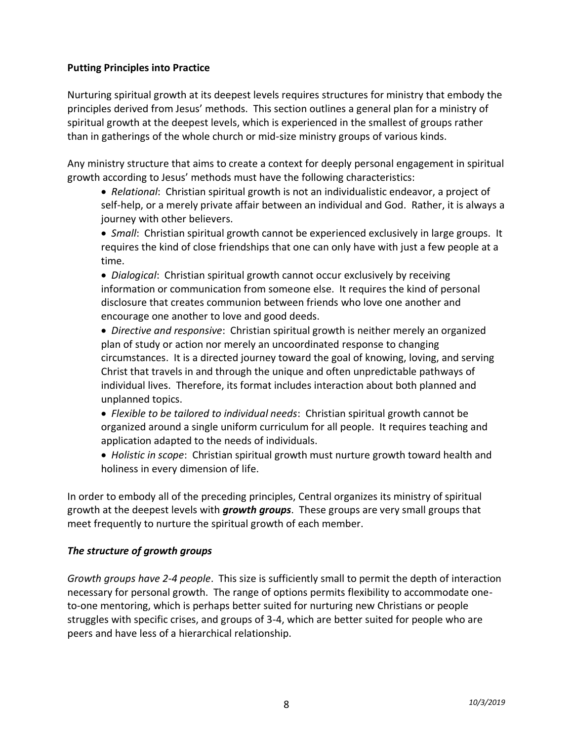**Putting Principles into Practice**

Nurturing spiritual growth at its deepest levels requires structures for ministry that embody the principles derived from Jesus' methods. This section outlines a general plan for a ministry of spiritual growth at the deepest levels, which is experienced in the smallest of groups rather than in gatherings of the whole church or mid-size ministry groups of various kinds.

Any ministry structure that aims to create a context for deeply personal engagement in spiritual growth according to Jesus' methods must have the following characteristics:

- *Relational*: Christian spiritual growth is not an individualistic endeavor, a project of self-help, or a merely private affair between an individual and God. Rather, it is always a journey with other believers.
- *Small*: Christian spiritual growth cannot be experienced exclusively in large groups. It requires the kind of close friendships that one can only have with just a few people at a time.
- *Dialogical*: Christian spiritual growth cannot occur exclusively by receiving information or communication from someone else. It requires the kind of personal disclosure that creates communion between friends who love one another and encourage one another to love and good deeds.
- *Directive and responsive*: Christian spiritual growth is neither merely an organized plan of study or action nor merely an uncoordinated response to changing circumstances. It is a directed journey toward the goal of knowing, loving, and serving Christ that travels in and through the unique and often unpredictable pathways of individual lives. Therefore, its format includes interaction about both planned and unplanned topics.
- *Flexible to be tailored to individual needs*: Christian spiritual growth cannot be organized around a single uniform curriculum for all people. It requires teaching and application adapted to the needs of individuals.
- *Holistic in scope*: Christian spiritual growth must nurture growth toward health and holiness in every dimension of life.

In order to embody all of the preceding principles, Central organizes its ministry of spiritual growth at the deepest levels with ***growth groups***. These groups are very small groups that meet frequently to nurture the spiritual growth of each member.

***The structure of growth groups***

*Growth groups have 2-4 people*. This size is sufficiently small to permit the depth of interaction necessary for personal growth. The range of options permits flexibility to accommodate one-to-one mentoring, which is perhaps better suited for nurturing new Christians or people struggles with specific crises, and groups of 3-4, which are better suited for people who are peers and have less of a hierarchical relationship.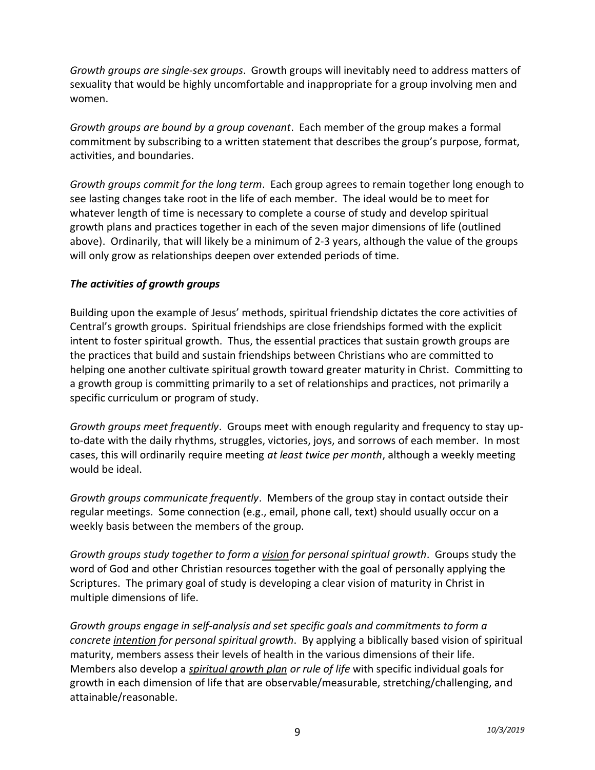*Growth groups are single-sex groups*. Growth groups will inevitably need to address matters of sexuality that would be highly uncomfortable and inappropriate for a group involving men and women.

*Growth groups are bound by a group covenant*. Each member of the group makes a formal commitment by subscribing to a written statement that describes the group's purpose, format, activities, and boundaries.

*Growth groups commit for the long term*. Each group agrees to remain together long enough to see lasting changes take root in the life of each member. The ideal would be to meet for whatever length of time is necessary to complete a course of study and develop spiritual growth plans and practices together in each of the seven major dimensions of life (outlined above). Ordinarily, that will likely be a minimum of 2-3 years, although the value of the groups will only grow as relationships deepen over extended periods of time.

***The activities of growth groups***

Building upon the example of Jesus' methods, spiritual friendship dictates the core activities of Central's growth groups. Spiritual friendships are close friendships formed with the explicit intent to foster spiritual growth. Thus, the essential practices that sustain growth groups are the practices that build and sustain friendships between Christians who are committed to helping one another cultivate spiritual growth toward greater maturity in Christ. Committing to a growth group is committing primarily to a set of relationships and practices, not primarily a specific curriculum or program of study.

*Growth groups meet frequently*. Groups meet with enough regularity and frequency to stay up-to-date with the daily rhythms, struggles, victories, joys, and sorrows of each member. In most cases, this will ordinarily require meeting *at least twice per month*, although a weekly meeting would be ideal.

*Growth groups communicate frequently*. Members of the group stay in contact outside their regular meetings. Some connection (e.g., email, phone call, text) should usually occur on a weekly basis between the members of the group.

*Growth groups study together to form a <u>vision</u> for personal spiritual growth*. Groups study the word of God and other Christian resources together with the goal of personally applying the Scriptures. The primary goal of study is developing a clear vision of maturity in Christ in multiple dimensions of life.

*Growth groups engage in self-analysis and set specific goals and commitments to form a concrete <u>intention</u> for personal spiritual growth*. By applying a biblically based vision of spiritual maturity, members assess their levels of health in the various dimensions of their life. Members also develop a ***<u>spiritual growth plan</u>*** *or rule of life* with specific individual goals for growth in each dimension of life that are observable/measurable, stretching/challenging, and attainable/reasonable.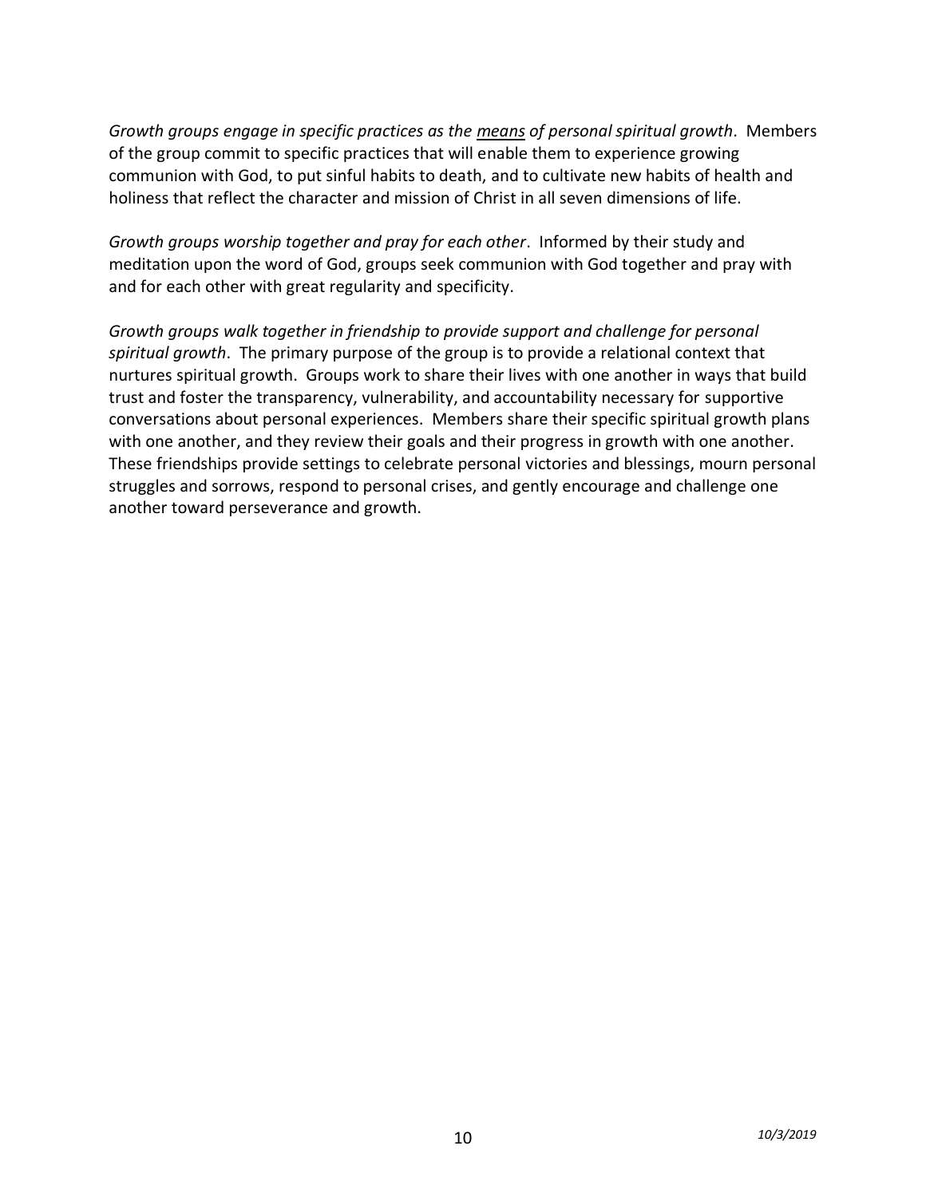*Growth groups engage in specific practices as the <u>means</u> of personal spiritual growth*. Members of the group commit to specific practices that will enable them to experience growing communion with God, to put sinful habits to death, and to cultivate new habits of health and holiness that reflect the character and mission of Christ in all seven dimensions of life.

*Growth groups worship together and pray for each other*. Informed by their study and meditation upon the word of God, groups seek communion with God together and pray with and for each other with great regularity and specificity.

*Growth groups walk together in friendship to provide support and challenge for personal spiritual growth*. The primary purpose of the group is to provide a relational context that nurtures spiritual growth. Groups work to share their lives with one another in ways that build trust and foster the transparency, vulnerability, and accountability necessary for supportive conversations about personal experiences. Members share their specific spiritual growth plans with one another, and they review their goals and their progress in growth with one another. These friendships provide settings to celebrate personal victories and blessings, mourn personal struggles and sorrows, respond to personal crises, and gently encourage and challenge one another toward perseverance and growth.